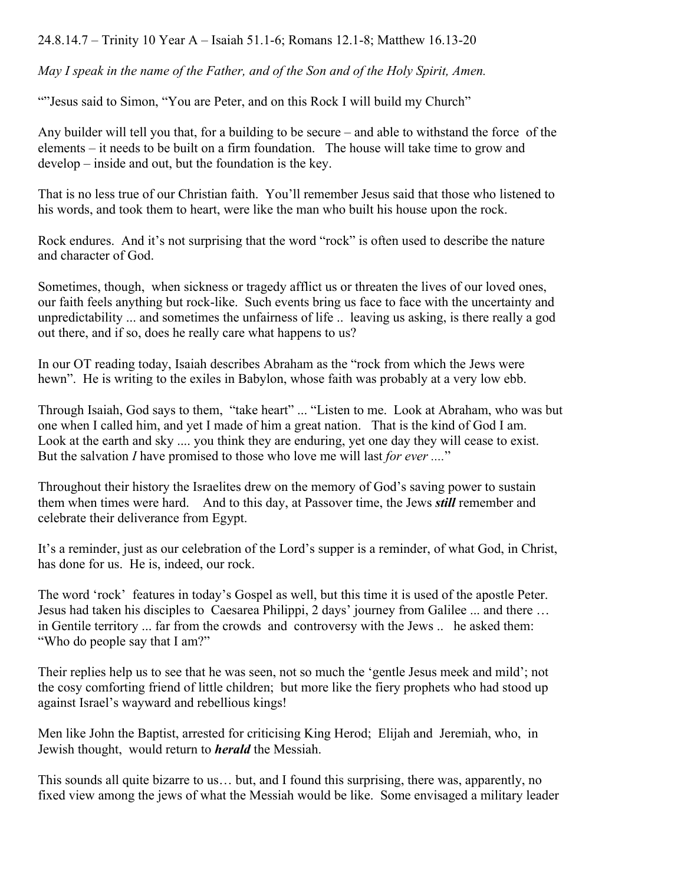24.8.14.7 – Trinity 10 Year A – Isaiah 51.1-6; Romans 12.1-8; Matthew 16.13-20

*May I speak in the name of the Father, and of the Son and of the Holy Spirit, Amen.*

""Jesus said to Simon, "You are Peter, and on this Rock I will build my Church"

Any builder will tell you that, for a building to be secure – and able to withstand the force of the elements – it needs to be built on a firm foundation. The house will take time to grow and develop – inside and out, but the foundation is the key.

That is no less true of our Christian faith. You'll remember Jesus said that those who listened to his words, and took them to heart, were like the man who built his house upon the rock.

Rock endures. And it's not surprising that the word "rock" is often used to describe the nature and character of God.

Sometimes, though, when sickness or tragedy afflict us or threaten the lives of our loved ones, our faith feels anything but rock-like. Such events bring us face to face with the uncertainty and unpredictability ... and sometimes the unfairness of life .. leaving us asking, is there really a god out there, and if so, does he really care what happens to us?

In our OT reading today, Isaiah describes Abraham as the "rock from which the Jews were hewn". He is writing to the exiles in Babylon, whose faith was probably at a very low ebb.

Through Isaiah, God says to them, "take heart" ... "Listen to me. Look at Abraham, who was but one when I called him, and yet I made of him a great nation. That is the kind of God I am. Look at the earth and sky .... you think they are enduring, yet one day they will cease to exist. But the salvation *I* have promised to those who love me will last *for ever ....*"

Throughout their history the Israelites drew on the memory of God's saving power to sustain them when times were hard. And to this day, at Passover time, the Jews ***still*** remember and celebrate their deliverance from Egypt.

It's a reminder, just as our celebration of the Lord's supper is a reminder, of what God, in Christ, has done for us. He is, indeed, our rock.

The word 'rock' features in today's Gospel as well, but this time it is used of the apostle Peter. Jesus had taken his disciples to Caesarea Philippi, 2 days' journey from Galilee ... and there … in Gentile territory ... far from the crowds and controversy with the Jews .. he asked them: "Who do people say that I am?"

Their replies help us to see that he was seen, not so much the 'gentle Jesus meek and mild'; not the cosy comforting friend of little children; but more like the fiery prophets who had stood up against Israel's wayward and rebellious kings!

Men like John the Baptist, arrested for criticising King Herod; Elijah and Jeremiah, who, in Jewish thought, would return to ***herald*** the Messiah.

This sounds all quite bizarre to us… but, and I found this surprising, there was, apparently, no fixed view among the jews of what the Messiah would be like. Some envisaged a military leader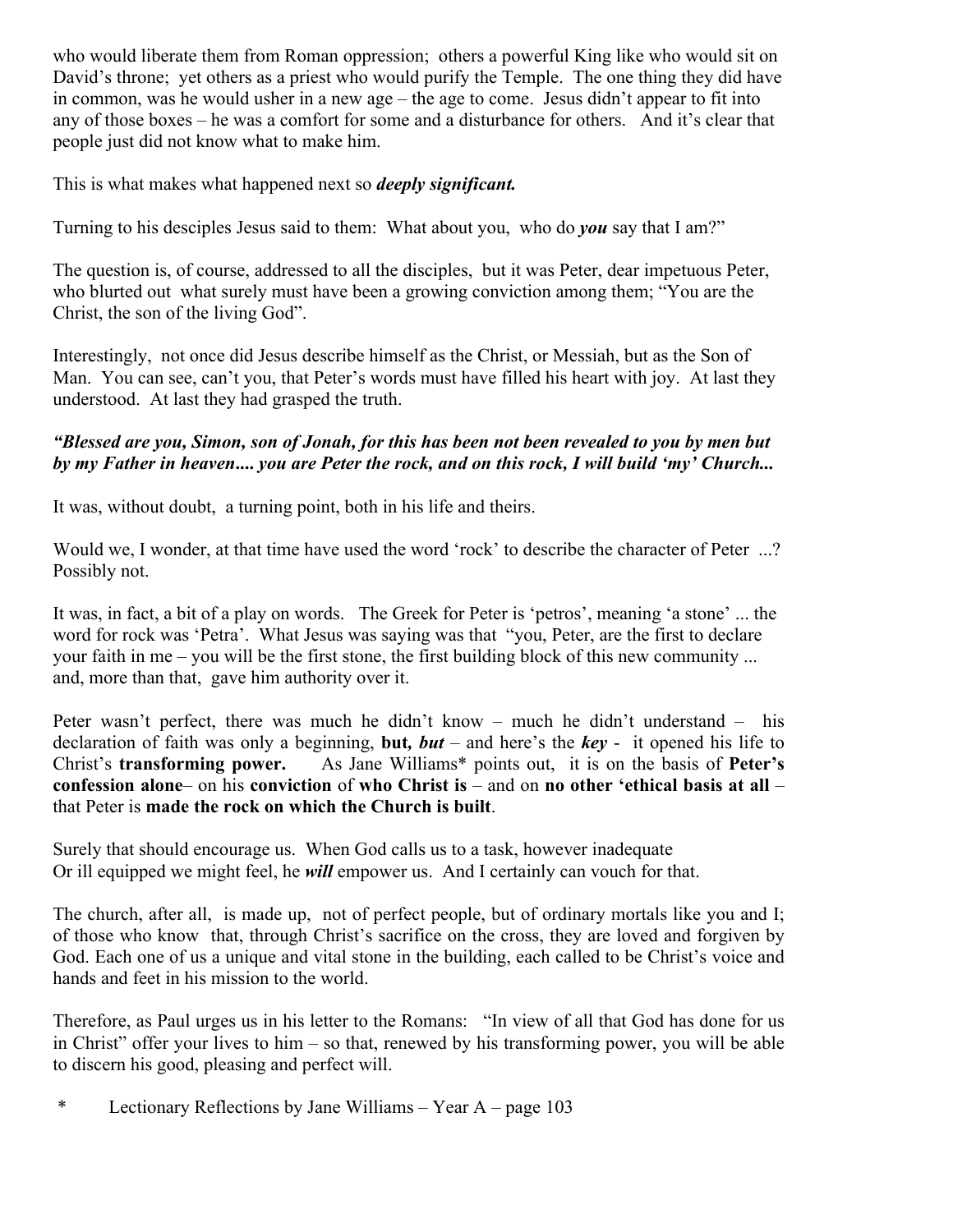who would liberate them from Roman oppression; others a powerful King like who would sit on David's throne; yet others as a priest who would purify the Temple. The one thing they did have in common, was he would usher in a new age – the age to come. Jesus didn't appear to fit into any of those boxes – he was a comfort for some and a disturbance for others. And it's clear that people just did not know what to make him.

This is what makes what happened next so ***deeply significant.***

Turning to his desciples Jesus said to them: What about you, who do ***you*** say that I am?"

The question is, of course, addressed to all the disciples, but it was Peter, dear impetuous Peter, who blurted out what surely must have been a growing conviction among them; "You are the Christ, the son of the living God".

Interestingly, not once did Jesus describe himself as the Christ, or Messiah, but as the Son of Man. You can see, can't you, that Peter's words must have filled his heart with joy. At last they understood. At last they had grasped the truth.

***"Blessed are you, Simon, son of Jonah, for this has been not been revealed to you by men but by my Father in heaven.... you are Peter the rock, and on this rock, I will build 'my' Church...***

It was, without doubt, a turning point, both in his life and theirs.

Would we, I wonder, at that time have used the word 'rock' to describe the character of Peter ...? Possibly not.

It was, in fact, a bit of a play on words. The Greek for Peter is 'petros', meaning 'a stone' ... the word for rock was 'Petra'. What Jesus was saying was that "you, Peter, are the first to declare your faith in me – you will be the first stone, the first building block of this new community ... and, more than that, gave him authority over it.

Peter wasn't perfect, there was much he didn't know – much he didn't understand – his declaration of faith was only a beginning, **but, *but*** – and here's the ***key*** - it opened his life to Christ's **transforming power.** As Jane Williams* points out, it is on the basis of **Peter's confession alone**– on his **conviction** of **who Christ is** – and on **no other 'ethical basis at all** – that Peter is **made the rock on which the Church is built**.

Surely that should encourage us. When God calls us to a task, however inadequate
Or ill equipped we might feel, he ***will*** empower us. And I certainly can vouch for that.

The church, after all, is made up, not of perfect people, but of ordinary mortals like you and I; of those who know that, through Christ's sacrifice on the cross, they are loved and forgiven by God. Each one of us a unique and vital stone in the building, each called to be Christ's voice and hands and feet in his mission to the world.

Therefore, as Paul urges us in his letter to the Romans: "In view of all that God has done for us in Christ" offer your lives to him – so that, renewed by his transforming power, you will be able to discern his good, pleasing and perfect will.

\* Lectionary Reflections by Jane Williams – Year A – page 103